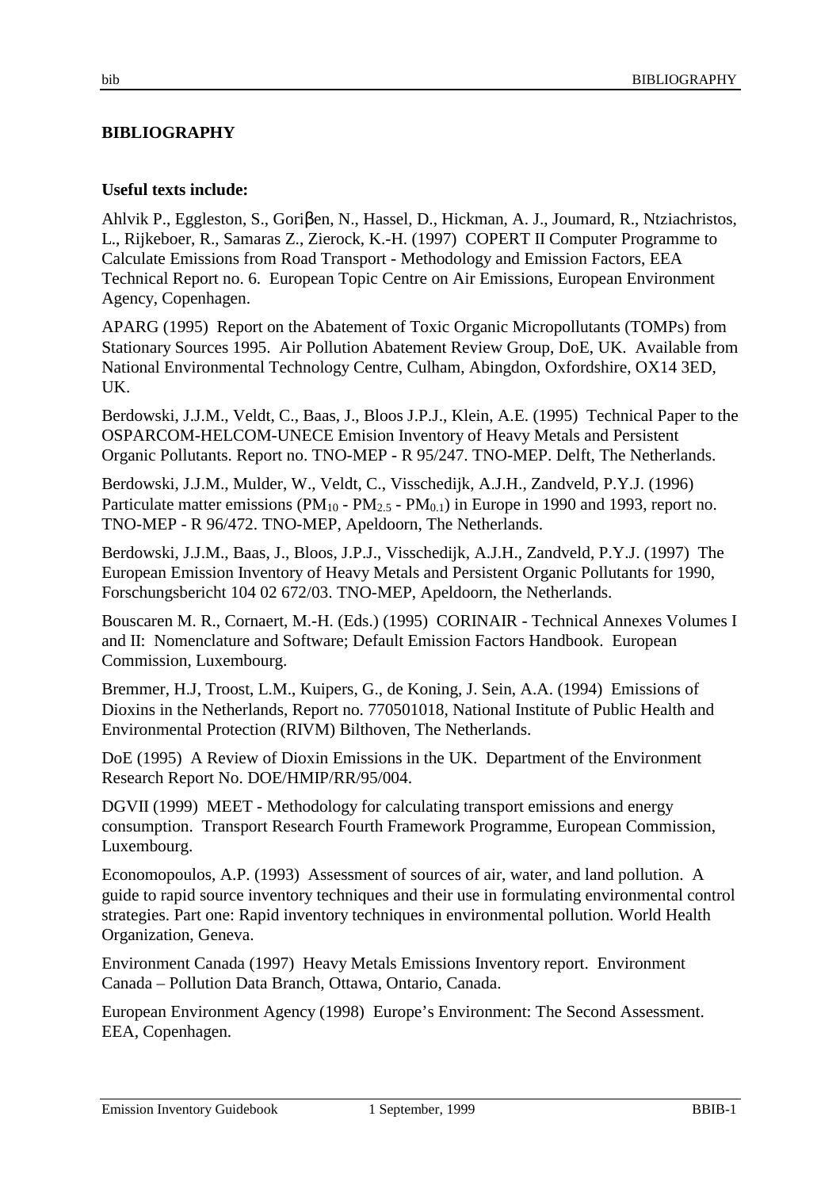# BIBLIOGRAPHY

**Useful texts include:**

Ahlvik P., Eggleston, S., Goriβen, N., Hassel, D., Hickman, A. J., Joumard, R., Ntziachristos, L., Rijkeboer, R., Samaras Z., Zierock, K.-H. (1997) COPERT II Computer Programme to Calculate Emissions from Road Transport - Methodology and Emission Factors, EEA Technical Report no. 6. European Topic Centre on Air Emissions, European Environment Agency, Copenhagen.

APARG (1995) Report on the Abatement of Toxic Organic Micropollutants (TOMPs) from Stationary Sources 1995. Air Pollution Abatement Review Group, DoE, UK. Available from National Environmental Technology Centre, Culham, Abingdon, Oxfordshire, OX14 3ED, UK.

Berdowski, J.J.M., Veldt, C., Baas, J., Bloos J.P.J., Klein, A.E. (1995) Technical Paper to the OSPARCOM-HELCOM-UNECE Emision Inventory of Heavy Metals and Persistent Organic Pollutants. Report no. TNO-MEP - R 95/247. TNO-MEP. Delft, The Netherlands.

Berdowski, J.J.M., Mulder, W., Veldt, C., Visschedijk, A.J.H., Zandveld, P.Y.J. (1996) Particulate matter emissions ($PM_{10}$ - $PM_{2.5}$ - $PM_{0.1}$) in Europe in 1990 and 1993, report no. TNO-MEP - R 96/472. TNO-MEP, Apeldoorn, The Netherlands.

Berdowski, J.J.M., Baas, J., Bloos, J.P.J., Visschedijk, A.J.H., Zandveld, P.Y.J. (1997) The European Emission Inventory of Heavy Metals and Persistent Organic Pollutants for 1990, Forschungsbericht 104 02 672/03. TNO-MEP, Apeldoorn, the Netherlands.

Bouscaren M. R., Cornaert, M.-H. (Eds.) (1995) CORINAIR - Technical Annexes Volumes I and II: Nomenclature and Software; Default Emission Factors Handbook. European Commission, Luxembourg.

Bremmer, H.J, Troost, L.M., Kuipers, G., de Koning, J. Sein, A.A. (1994) Emissions of Dioxins in the Netherlands, Report no. 770501018, National Institute of Public Health and Environmental Protection (RIVM) Bilthoven, The Netherlands.

DoE (1995) A Review of Dioxin Emissions in the UK. Department of the Environment Research Report No. DOE/HMIP/RR/95/004.

DGVII (1999) MEET - Methodology for calculating transport emissions and energy consumption. Transport Research Fourth Framework Programme, European Commission, Luxembourg.

Economopoulos, A.P. (1993) Assessment of sources of air, water, and land pollution. A guide to rapid source inventory techniques and their use in formulating environmental control strategies. Part one: Rapid inventory techniques in environmental pollution. World Health Organization, Geneva.

Environment Canada (1997) Heavy Metals Emissions Inventory report. Environment Canada – Pollution Data Branch, Ottawa, Ontario, Canada.

European Environment Agency (1998) Europe's Environment: The Second Assessment. EEA, Copenhagen.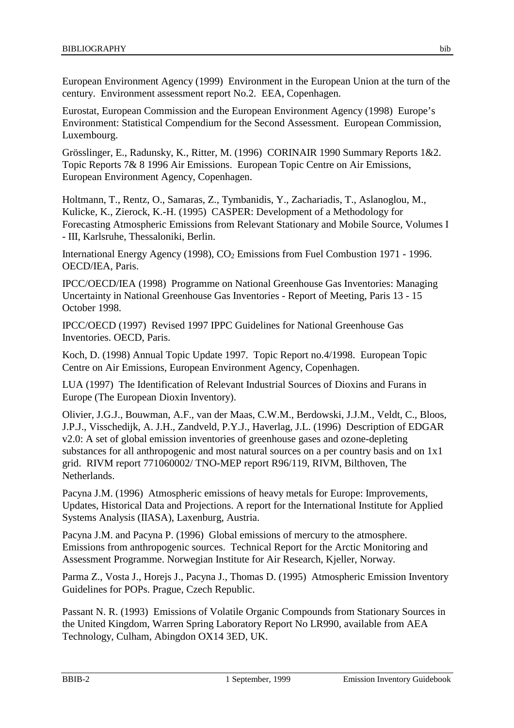European Environment Agency (1999)  Environment in the European Union at the turn of the century.  Environment assessment report No.2.  EEA, Copenhagen.

Eurostat, European Commission and the European Environment Agency (1998)  Europe's Environment: Statistical Compendium for the Second Assessment.  European Commission, Luxembourg.

Grösslinger, E., Radunsky, K., Ritter, M. (1996)  CORINAIR 1990 Summary Reports 1&2. Topic Reports 7& 8 1996 Air Emissions.  European Topic Centre on Air Emissions, European Environment Agency, Copenhagen.

Holtmann, T., Rentz, O., Samaras, Z., Tymbanidis, Y., Zachariadis, T., Aslanoglou, M., Kulicke, K., Zierock, K.-H. (1995)  CASPER: Development of a Methodology for Forecasting Atmospheric Emissions from Relevant Stationary and Mobile Source, Volumes I - III, Karlsruhe, Thessaloniki, Berlin.

International Energy Agency (1998), $CO_2$ Emissions from Fuel Combustion 1971 - 1996. OECD/IEA, Paris.

IPCC/OECD/IEA (1998)  Programme on National Greenhouse Gas Inventories: Managing Uncertainty in National Greenhouse Gas Inventories - Report of Meeting, Paris 13 - 15 October 1998.

IPCC/OECD (1997)  Revised 1997 IPPC Guidelines for National Greenhouse Gas Inventories. OECD, Paris.

Koch, D. (1998) Annual Topic Update 1997.  Topic Report no.4/1998.  European Topic Centre on Air Emissions, European Environment Agency, Copenhagen.

LUA (1997)  The Identification of Relevant Industrial Sources of Dioxins and Furans in Europe (The European Dioxin Inventory).

Olivier, J.G.J., Bouwman, A.F., van der Maas, C.W.M., Berdowski, J.J.M., Veldt, C., Bloos, J.P.J., Visschedijk, A. J.H., Zandveld, P.Y.J., Haverlag, J.L. (1996)  Description of EDGAR v2.0: A set of global emission inventories of greenhouse gases and ozone-depleting substances for all anthropogenic and most natural sources on a per country basis and on 1x1 grid.  RIVM report 771060002/ TNO-MEP report R96/119, RIVM, Bilthoven, The Netherlands.

Pacyna J.M. (1996)  Atmospheric emissions of heavy metals for Europe: Improvements, Updates, Historical Data and Projections. A report for the International Institute for Applied Systems Analysis (IIASA), Laxenburg, Austria.

Pacyna J.M. and Pacyna P. (1996)  Global emissions of mercury to the atmosphere. Emissions from anthropogenic sources.  Technical Report for the Arctic Monitoring and Assessment Programme. Norwegian Institute for Air Research, Kjeller, Norway.

Parma Z., Vosta J., Horejs J., Pacyna J., Thomas D. (1995)  Atmospheric Emission Inventory Guidelines for POPs. Prague, Czech Republic.

Passant N. R. (1993)  Emissions of Volatile Organic Compounds from Stationary Sources in the United Kingdom, Warren Spring Laboratory Report No LR990, available from AEA Technology, Culham, Abingdon OX14 3ED, UK.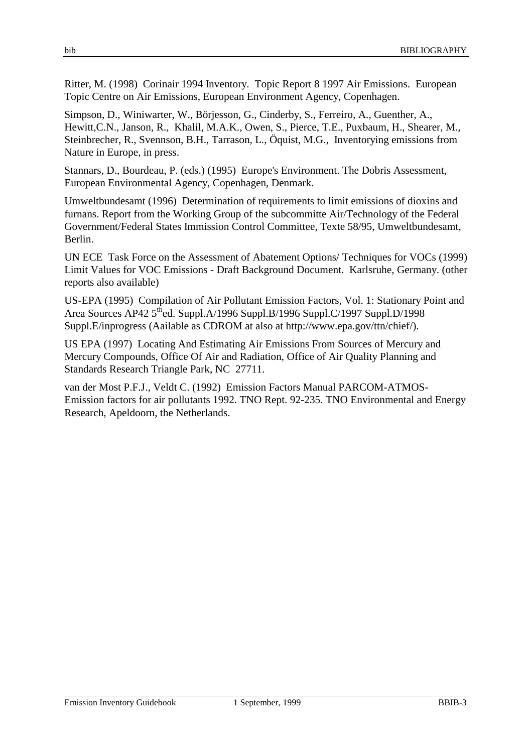Ritter, M. (1998) Corinair 1994 Inventory. Topic Report 8 1997 Air Emissions. European Topic Centre on Air Emissions, European Environment Agency, Copenhagen.

Simpson, D., Winiwarter, W., Börjesson, G., Cinderby, S., Ferreiro, A., Guenther, A., Hewitt,C.N., Janson, R., Khalil, M.A.K., Owen, S., Pierce, T.E., Puxbaum, H., Shearer, M., Steinbrecher, R., Svennson, B.H., Tarrason, L., Öquist, M.G., Inventorying emissions from Nature in Europe, in press.

Stannars, D., Bourdeau, P. (eds.) (1995) Europe's Environment. The Dobris Assessment, European Environmental Agency, Copenhagen, Denmark.

Umweltbundesamt (1996) Determination of requirements to limit emissions of dioxins and furnans. Report from the Working Group of the subcommitte Air/Technology of the Federal Government/Federal States Immission Control Committee, Texte 58/95, Umweltbundesamt, Berlin.

UN ECE Task Force on the Assessment of Abatement Options/ Techniques for VOCs (1999) Limit Values for VOC Emissions - Draft Background Document. Karlsruhe, Germany. (other reports also available)

US-EPA (1995) Compilation of Air Pollutant Emission Factors, Vol. 1: Stationary Point and Area Sources AP42 5$^{th}$ed. Suppl.A/1996 Suppl.B/1996 Suppl.C/1997 Suppl.D/1998 Suppl.E/inprogress (Aailable as CDROM at also at http://www.epa.gov/ttn/chief/).

US EPA (1997) Locating And Estimating Air Emissions From Sources of Mercury and Mercury Compounds, Office Of Air and Radiation, Office of Air Quality Planning and Standards Research Triangle Park, NC 27711.

van der Most P.F.J., Veldt C. (1992) Emission Factors Manual PARCOM-ATMOS-Emission factors for air pollutants 1992. TNO Rept. 92-235. TNO Environmental and Energy Research, Apeldoorn, the Netherlands.